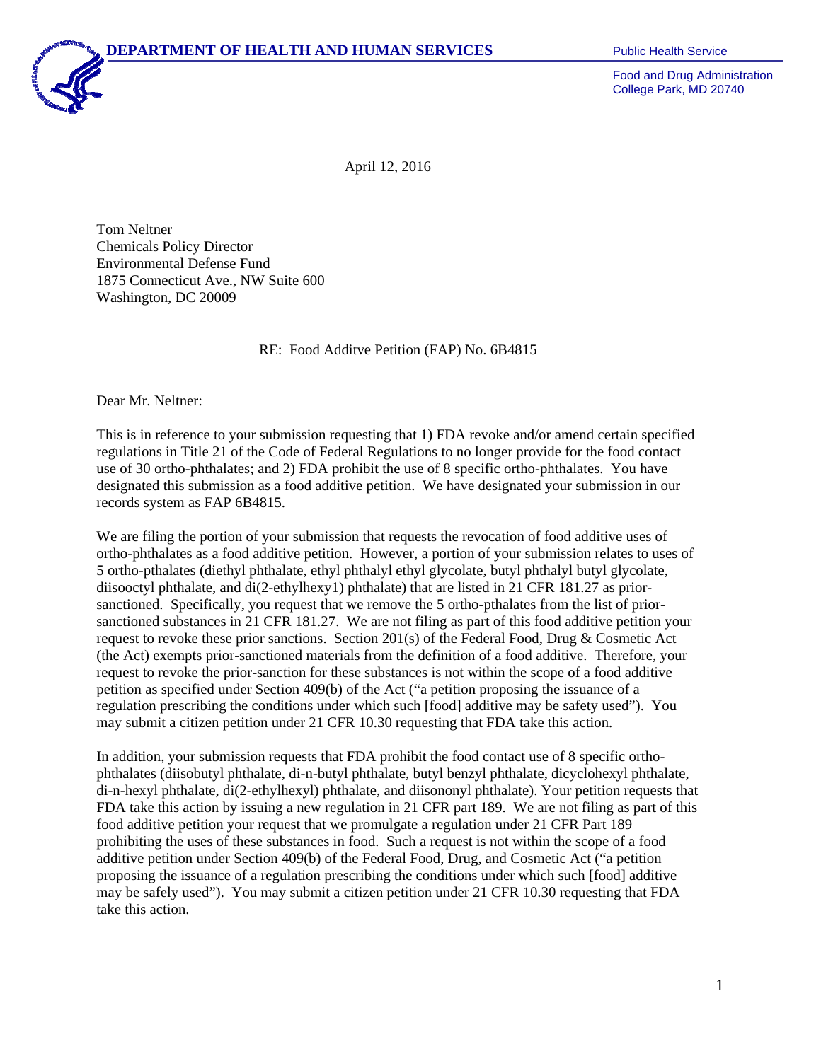**DEPARTMENT OF HEALTH AND HUMAN SERVICES**

Public Health Service

Food and Drug Administration
College Park, MD 20740

April 12, 2016

Tom Neltner
Chemicals Policy Director
Environmental Defense Fund
1875 Connecticut Ave., NW Suite 600
Washington, DC 20009

RE: Food Additve Petition (FAP) No. 6B4815

Dear Mr. Neltner:

This is in reference to your submission requesting that 1) FDA revoke and/or amend certain specified regulations in Title 21 of the Code of Federal Regulations to no longer provide for the food contact use of 30 ortho-phthalates; and 2) FDA prohibit the use of 8 specific ortho-phthalates. You have designated this submission as a food additive petition. We have designated your submission in our records system as FAP 6B4815.

We are filing the portion of your submission that requests the revocation of food additive uses of ortho-phthalates as a food additive petition. However, a portion of your submission relates to uses of 5 ortho-pthalates (diethyl phthalate, ethyl phthalyl ethyl glycolate, butyl phthalyl butyl glycolate, diisooctyl phthalate, and di(2-ethylhexy1) phthalate) that are listed in 21 CFR 181.27 as prior-sanctioned. Specifically, you request that we remove the 5 ortho-pthalates from the list of prior-sanctioned substances in 21 CFR 181.27. We are not filing as part of this food additive petition your request to revoke these prior sanctions. Section 201(s) of the Federal Food, Drug & Cosmetic Act (the Act) exempts prior-sanctioned materials from the definition of a food additive. Therefore, your request to revoke the prior-sanction for these substances is not within the scope of a food additive petition as specified under Section 409(b) of the Act ("a petition proposing the issuance of a regulation prescribing the conditions under which such [food] additive may be safety used"). You may submit a citizen petition under 21 CFR 10.30 requesting that FDA take this action.

In addition, your submission requests that FDA prohibit the food contact use of 8 specific ortho-phthalates (diisobutyl phthalate, di-n-butyl phthalate, butyl benzyl phthalate, dicyclohexyl phthalate, di-n-hexyl phthalate, di(2-ethylhexyl) phthalate, and diisononyl phthalate). Your petition requests that FDA take this action by issuing a new regulation in 21 CFR part 189. We are not filing as part of this food additive petition your request that we promulgate a regulation under 21 CFR Part 189 prohibiting the uses of these substances in food. Such a request is not within the scope of a food additive petition under Section 409(b) of the Federal Food, Drug, and Cosmetic Act ("a petition proposing the issuance of a regulation prescribing the conditions under which such [food] additive may be safely used"). You may submit a citizen petition under 21 CFR 10.30 requesting that FDA take this action.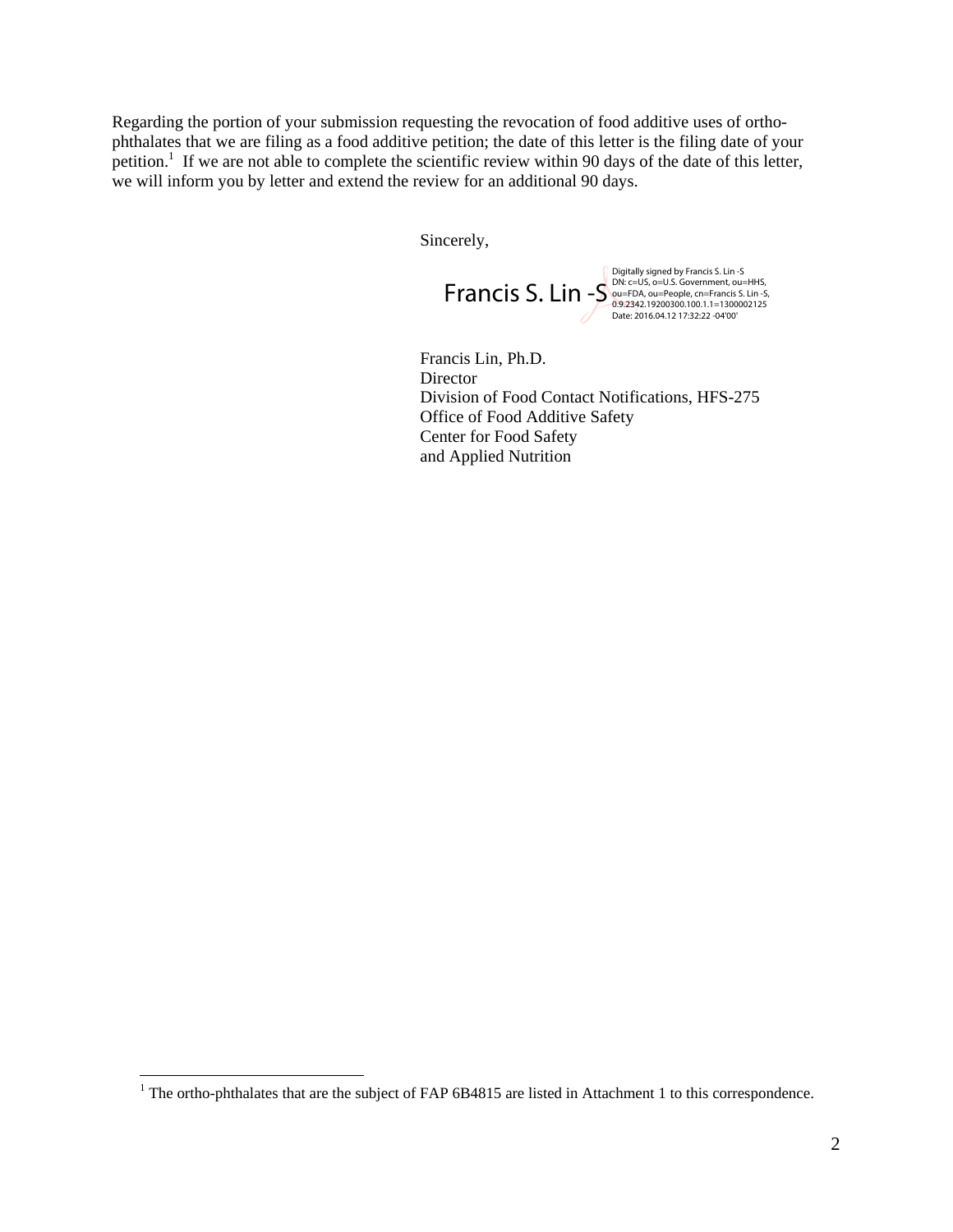Regarding the portion of your submission requesting the revocation of food additive uses of ortho-phthalates that we are filing as a food additive petition; the date of this letter is the filing date of your petition.[1] If we are not able to complete the scientific review within 90 days of the date of this letter, we will inform you by letter and extend the review for an additional 90 days.

Sincerely,

Francis S. Lin -S

Digitally signed by Francis S. Lin -S
DN: c=US, o=U.S. Government, ou=HHS, ou=FDA, ou=People, cn=Francis S. Lin -S, 0.9.2342.19200300.100.1.1=1300002125
Date: 2016.04.12 17:32:22 -04'00'

Francis Lin, Ph.D.
Director
Division of Food Contact Notifications, HFS-275
Office of Food Additive Safety
Center for Food Safety
and Applied Nutrition

---

[1] The ortho-phthalates that are the subject of FAP 6B4815 are listed in Attachment 1 to this correspondence.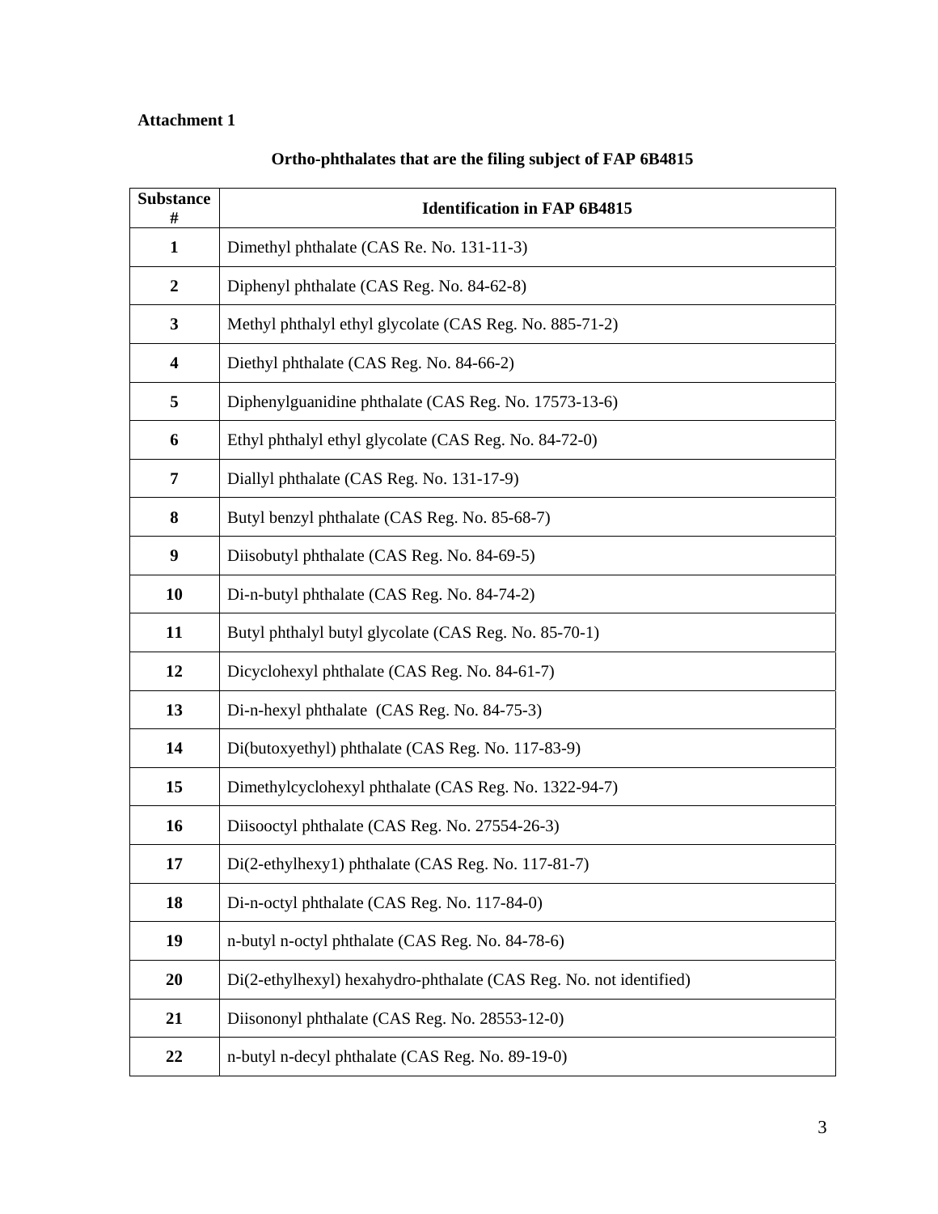**Attachment 1**

## Ortho-phthalates that are the filing subject of FAP 6B4815

| Substance # | Identification in FAP 6B4815 |
|---|---|
| 1 | Dimethyl phthalate (CAS Re. No. 131-11-3) |
| 2 | Diphenyl phthalate (CAS Reg. No. 84-62-8) |
| 3 | Methyl phthalyl ethyl glycolate (CAS Reg. No. 885-71-2) |
| 4 | Diethyl phthalate (CAS Reg. No. 84-66-2) |
| 5 | Diphenylguanidine phthalate (CAS Reg. No. 17573-13-6) |
| 6 | Ethyl phthalyl ethyl glycolate (CAS Reg. No. 84-72-0) |
| 7 | Diallyl phthalate (CAS Reg. No. 131-17-9) |
| 8 | Butyl benzyl phthalate (CAS Reg. No. 85-68-7) |
| 9 | Diisobutyl phthalate (CAS Reg. No. 84-69-5) |
| 10 | Di-n-butyl phthalate (CAS Reg. No. 84-74-2) |
| 11 | Butyl phthalyl butyl glycolate (CAS Reg. No. 85-70-1) |
| 12 | Dicyclohexyl phthalate (CAS Reg. No. 84-61-7) |
| 13 | Di-n-hexyl phthalate (CAS Reg. No. 84-75-3) |
| 14 | Di(butoxyethyl) phthalate (CAS Reg. No. 117-83-9) |
| 15 | Dimethylcyclohexyl phthalate (CAS Reg. No. 1322-94-7) |
| 16 | Diisooctyl phthalate (CAS Reg. No. 27554-26-3) |
| 17 | Di(2-ethylhexy1) phthalate (CAS Reg. No. 117-81-7) |
| 18 | Di-n-octyl phthalate (CAS Reg. No. 117-84-0) |
| 19 | n-butyl n-octyl phthalate (CAS Reg. No. 84-78-6) |
| 20 | Di(2-ethylhexyl) hexahydro-phthalate (CAS Reg. No. not identified) |
| 21 | Diisononyl phthalate (CAS Reg. No. 28553-12-0) |
| 22 | n-butyl n-decyl phthalate (CAS Reg. No. 89-19-0) |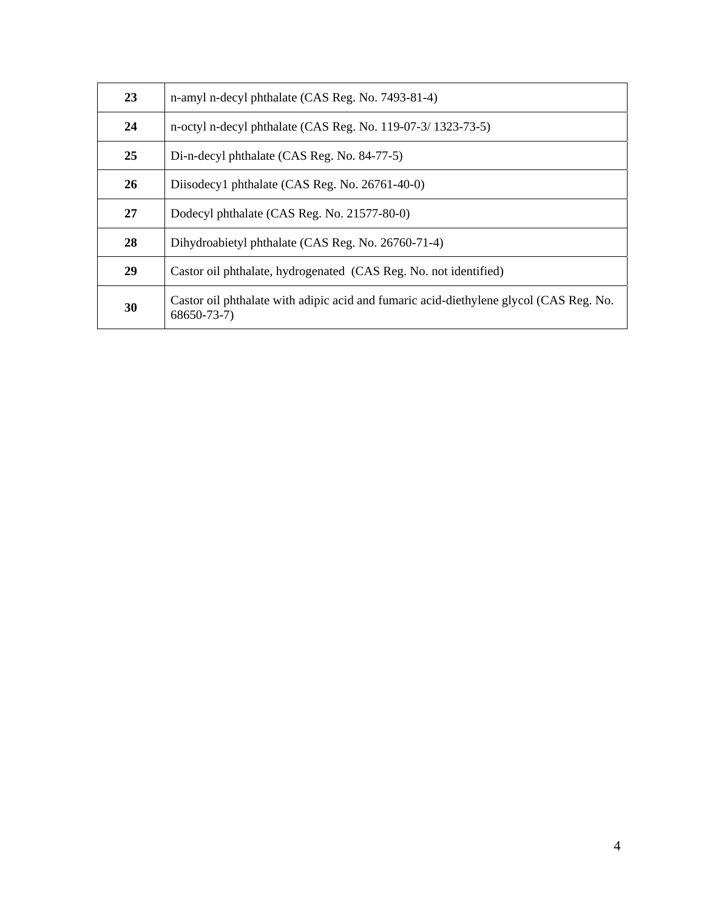| | |
|---|---|
| **23** | n-amyl n-decyl phthalate (CAS Reg. No. 7493-81-4) |
| **24** | n-octyl n-decyl phthalate (CAS Reg. No. 119-07-3/ 1323-73-5) |
| **25** | Di-n-decyl phthalate (CAS Reg. No. 84-77-5) |
| **26** | Diisodecy1 phthalate (CAS Reg. No. 26761-40-0) |
| **27** | Dodecyl phthalate (CAS Reg. No. 21577-80-0) |
| **28** | Dihydroabietyl phthalate (CAS Reg. No. 26760-71-4) |
| **29** | Castor oil phthalate, hydrogenated (CAS Reg. No. not identified) |
| **30** | Castor oil phthalate with adipic acid and fumaric acid-diethylene glycol (CAS Reg. No. 68650-73-7) |